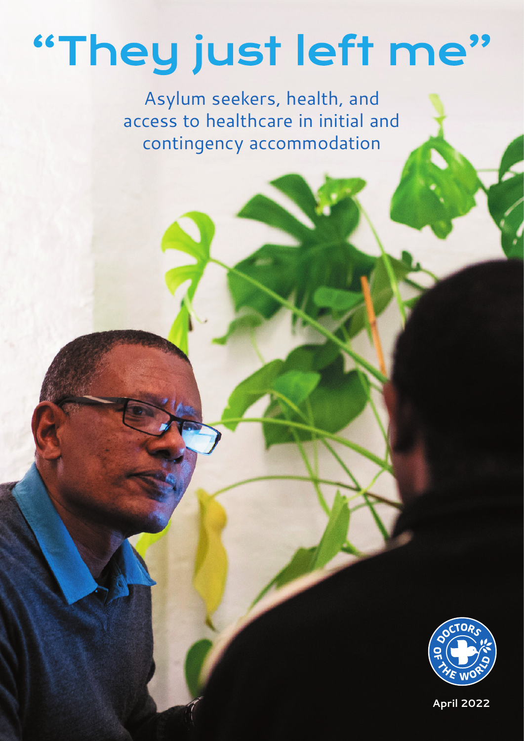# "They just left me"

Asylum seekers, health, and access to healthcare in initial and contingency accommodation

Doctors of the World

April 2022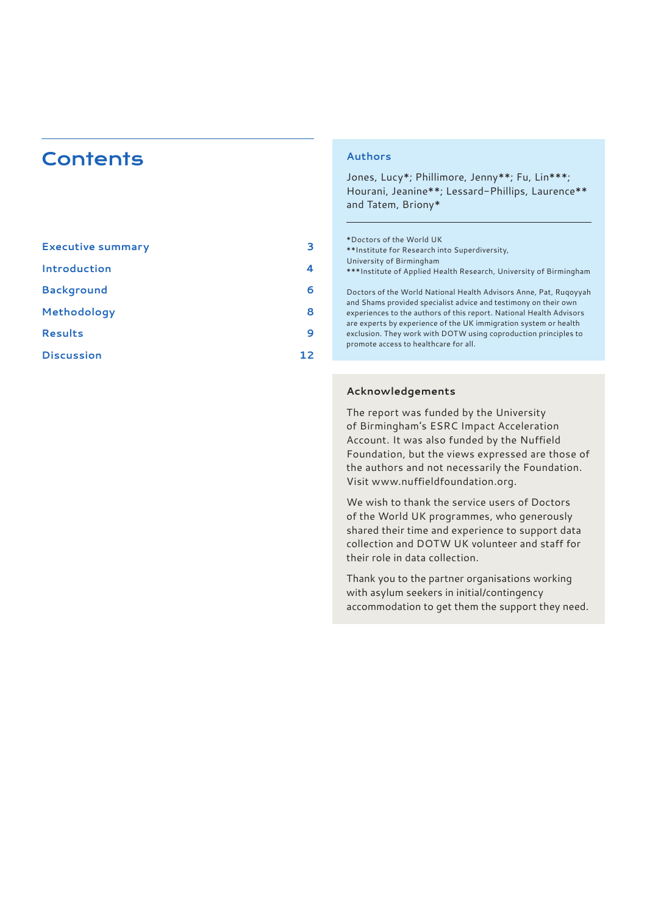# Contents

| | |
|---|---|
| Executive summary | 3 |
| Introduction | 4 |
| Background | 6 |
| Methodology | 8 |
| Results | 9 |
| Discussion | 12 |

## Authors

Jones, Lucy*; Phillimore, Jenny**; Fu, Lin***; Hourani, Jeanine**; Lessard-Phillips, Laurence** and Tatem, Briony*

*Doctors of the World UK
**Institute for Research into Superdiversity, University of Birmingham
***Institute of Applied Health Research, University of Birmingham

Doctors of the World National Health Advisors Anne, Pat, Ruqoyyah and Shams provided specialist advice and testimony on their own experiences to the authors of this report. National Health Advisors are experts by experience of the UK immigration system or health exclusion. They work with DOTW using coproduction principles to promote access to healthcare for all.

## Acknowledgements

The report was funded by the University of Birmingham's ESRC Impact Acceleration Account. It was also funded by the Nuffield Foundation, but the views expressed are those of the authors and not necessarily the Foundation. Visit www.nuffieldfoundation.org.

We wish to thank the service users of Doctors of the World UK programmes, who generously shared their time and experience to support data collection and DOTW UK volunteer and staff for their role in data collection.

Thank you to the partner organisations working with asylum seekers in initial/contingency accommodation to get them the support they need.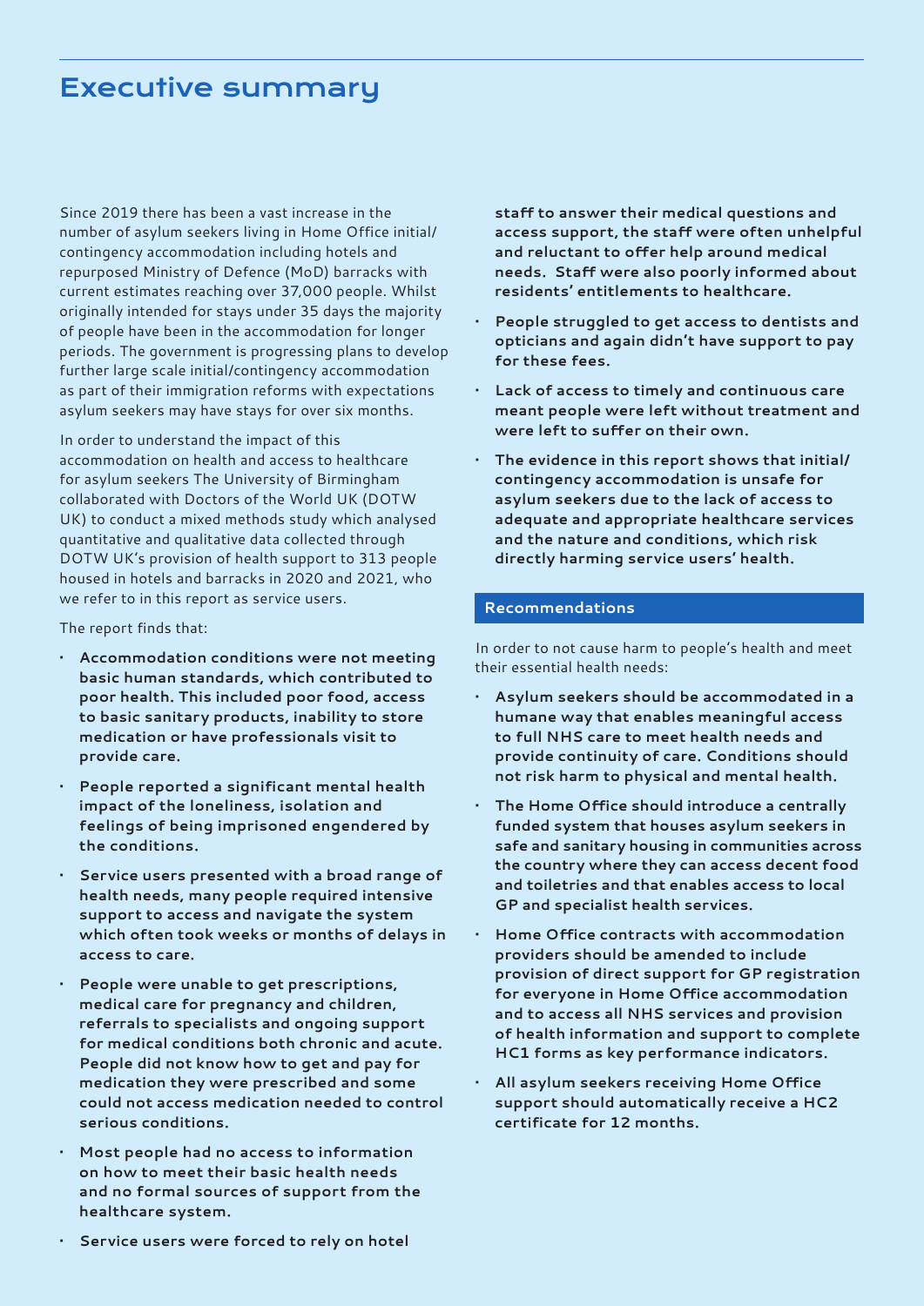# Executive summary

Since 2019 there has been a vast increase in the number of asylum seekers living in Home Office initial/contingency accommodation including hotels and repurposed Ministry of Defence (MoD) barracks with current estimates reaching over 37,000 people. Whilst originally intended for stays under 35 days the majority of people have been in the accommodation for longer periods. The government is progressing plans to develop further large scale initial/contingency accommodation as part of their immigration reforms with expectations asylum seekers may have stays for over six months.

In order to understand the impact of this accommodation on health and access to healthcare for asylum seekers The University of Birmingham collaborated with Doctors of the World UK (DOTW UK) to conduct a mixed methods study which analysed quantitative and qualitative data collected through DOTW UK's provision of health support to 313 people housed in hotels and barracks in 2020 and 2021, who we refer to in this report as service users.

The report finds that:

- **Accommodation conditions were not meeting basic human standards, which contributed to poor health. This included poor food, access to basic sanitary products, inability to store medication or have professionals visit to provide care.**
- **People reported a significant mental health impact of the loneliness, isolation and feelings of being imprisoned engendered by the conditions.**
- **Service users presented with a broad range of health needs, many people required intensive support to access and navigate the system which often took weeks or months of delays in access to care.**
- **People were unable to get prescriptions, medical care for pregnancy and children, referrals to specialists and ongoing support for medical conditions both chronic and acute. People did not know how to get and pay for medication they were prescribed and some could not access medication needed to control serious conditions.**
- **Most people had no access to information on how to meet their basic health needs and no formal sources of support from the healthcare system.**
- **Service users were forced to rely on hotel staff to answer their medical questions and access support, the staff were often unhelpful and reluctant to offer help around medical needs. Staff were also poorly informed about residents' entitlements to healthcare.**
- **People struggled to get access to dentists and opticians and again didn't have support to pay for these fees.**
- **Lack of access to timely and continuous care meant people were left without treatment and were left to suffer on their own.**
- **The evidence in this report shows that initial/contingency accommodation is unsafe for asylum seekers due to the lack of access to adequate and appropriate healthcare services and the nature and conditions, which risk directly harming service users' health.**

## Recommendations

In order to not cause harm to people's health and meet their essential health needs:

- **Asylum seekers should be accommodated in a humane way that enables meaningful access to full NHS care to meet health needs and provide continuity of care. Conditions should not risk harm to physical and mental health.**
- **The Home Office should introduce a centrally funded system that houses asylum seekers in safe and sanitary housing in communities across the country where they can access decent food and toiletries and that enables access to local GP and specialist health services.**
- **Home Office contracts with accommodation providers should be amended to include provision of direct support for GP registration for everyone in Home Office accommodation and to access all NHS services and provision of health information and support to complete HC1 forms as key performance indicators.**
- **All asylum seekers receiving Home Office support should automatically receive a HC2 certificate for 12 months.**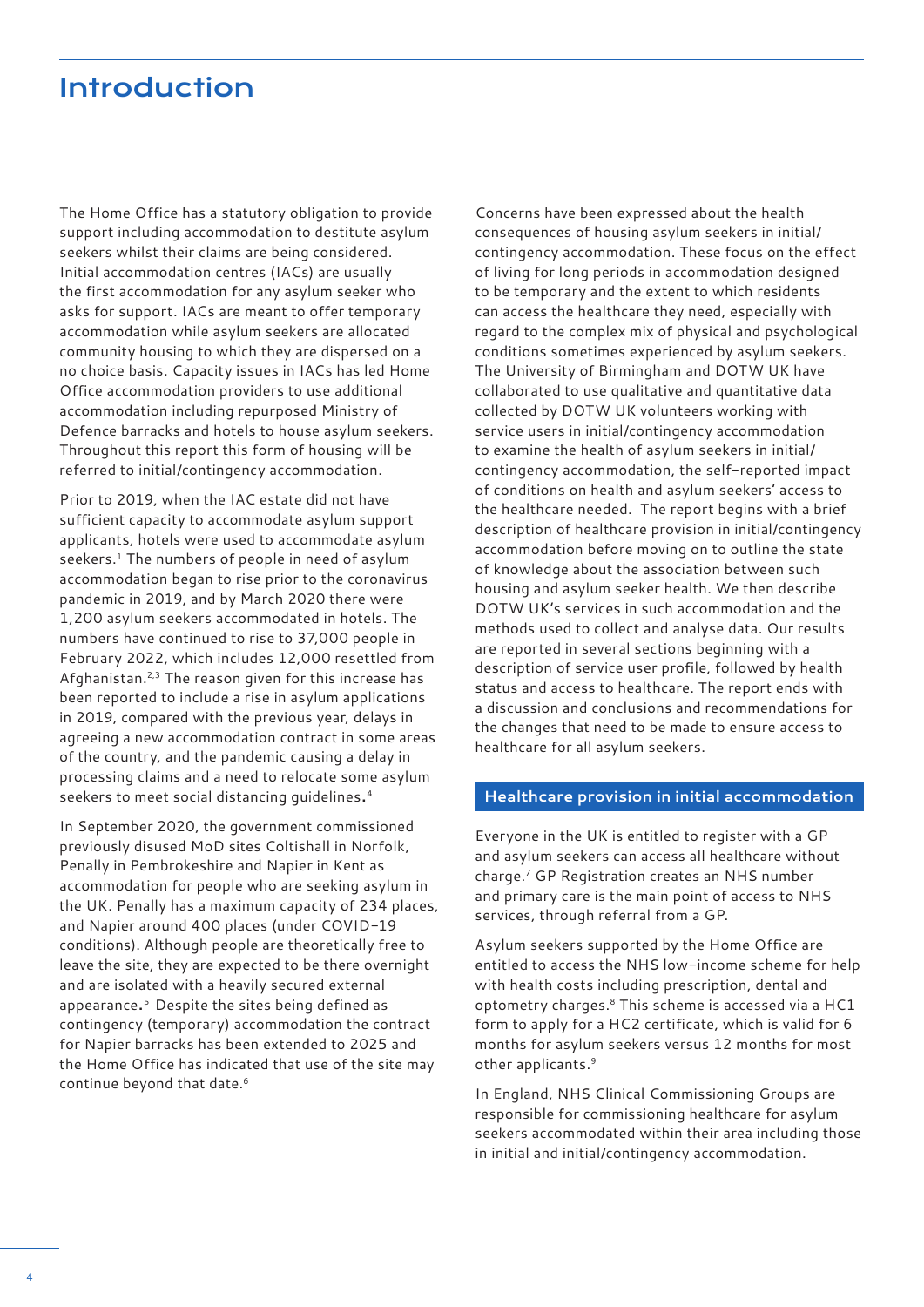# Introduction

The Home Office has a statutory obligation to provide support including accommodation to destitute asylum seekers whilst their claims are being considered. Initial accommodation centres (IACs) are usually the first accommodation for any asylum seeker who asks for support. IACs are meant to offer temporary accommodation while asylum seekers are allocated community housing to which they are dispersed on a no choice basis. Capacity issues in IACs has led Home Office accommodation providers to use additional accommodation including repurposed Ministry of Defence barracks and hotels to house asylum seekers. Throughout this report this form of housing will be referred to initial/contingency accommodation.

Prior to 2019, when the IAC estate did not have sufficient capacity to accommodate asylum support applicants, hotels were used to accommodate asylum seekers.[1] The numbers of people in need of asylum accommodation began to rise prior to the coronavirus pandemic in 2019, and by March 2020 there were 1,200 asylum seekers accommodated in hotels. The numbers have continued to rise to 37,000 people in February 2022, which includes 12,000 resettled from Afghanistan.[2,3] The reason given for this increase has been reported to include a rise in asylum applications in 2019, compared with the previous year, delays in agreeing a new accommodation contract in some areas of the country, and the pandemic causing a delay in processing claims and a need to relocate some asylum seekers to meet social distancing guidelines.[4]

In September 2020, the government commissioned previously disused MoD sites Coltishall in Norfolk, Penally in Pembrokeshire and Napier in Kent as accommodation for people who are seeking asylum in the UK. Penally has a maximum capacity of 234 places, and Napier around 400 places (under COVID-19 conditions). Although people are theoretically free to leave the site, they are expected to be there overnight and are isolated with a heavily secured external appearance.[5] Despite the sites being defined as contingency (temporary) accommodation the contract for Napier barracks has been extended to 2025 and the Home Office has indicated that use of the site may continue beyond that date.[6]

Concerns have been expressed about the health consequences of housing asylum seekers in initial/contingency accommodation. These focus on the effect of living for long periods in accommodation designed to be temporary and the extent to which residents can access the healthcare they need, especially with regard to the complex mix of physical and psychological conditions sometimes experienced by asylum seekers. The University of Birmingham and DOTW UK have collaborated to use qualitative and quantitative data collected by DOTW UK volunteers working with service users in initial/contingency accommodation to examine the health of asylum seekers in initial/contingency accommodation, the self-reported impact of conditions on health and asylum seekers' access to the healthcare needed. The report begins with a brief description of healthcare provision in initial/contingency accommodation before moving on to outline the state of knowledge about the association between such housing and asylum seeker health. We then describe DOTW UK's services in such accommodation and the methods used to collect and analyse data. Our results are reported in several sections beginning with a description of service user profile, followed by health status and access to healthcare. The report ends with a discussion and conclusions and recommendations for the changes that need to be made to ensure access to healthcare for all asylum seekers.

## Healthcare provision in initial accommodation

Everyone in the UK is entitled to register with a GP and asylum seekers can access all healthcare without charge.[7] GP Registration creates an NHS number and primary care is the main point of access to NHS services, through referral from a GP.

Asylum seekers supported by the Home Office are entitled to access the NHS low-income scheme for help with health costs including prescription, dental and optometry charges.[8] This scheme is accessed via a HC1 form to apply for a HC2 certificate, which is valid for 6 months for asylum seekers versus 12 months for most other applicants.[9]

In England, NHS Clinical Commissioning Groups are responsible for commissioning healthcare for asylum seekers accommodated within their area including those in initial and initial/contingency accommodation.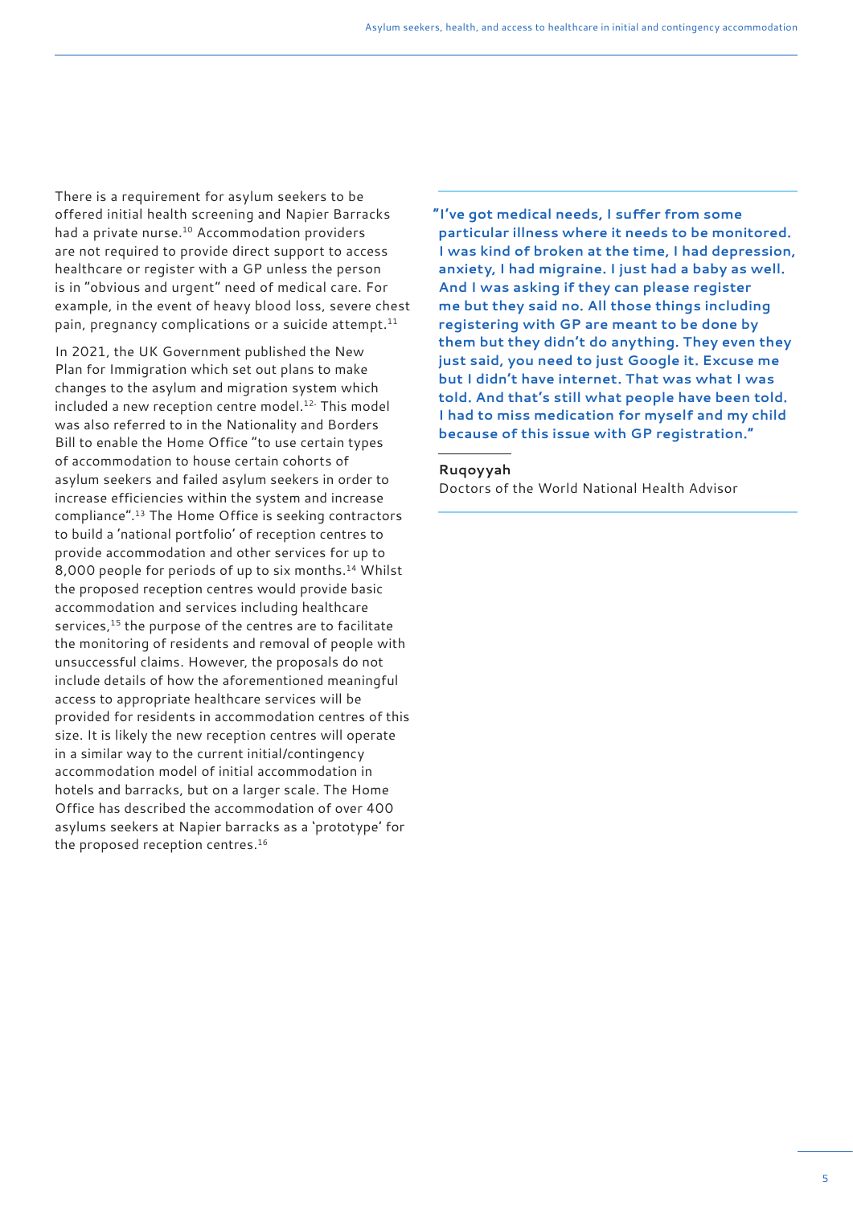There is a requirement for asylum seekers to be offered initial health screening and Napier Barracks had a private nurse.[10] Accommodation providers are not required to provide direct support to access healthcare or register with a GP unless the person is in "obvious and urgent" need of medical care. For example, in the event of heavy blood loss, severe chest pain, pregnancy complications or a suicide attempt.[11]

In 2021, the UK Government published the New Plan for Immigration which set out plans to make changes to the asylum and migration system which included a new reception centre model.[12] This model was also referred to in the Nationality and Borders Bill to enable the Home Office "to use certain types of accommodation to house certain cohorts of asylum seekers and failed asylum seekers in order to increase efficiencies within the system and increase compliance".[13] The Home Office is seeking contractors to build a 'national portfolio' of reception centres to provide accommodation and other services for up to 8,000 people for periods of up to six months.[14] Whilst the proposed reception centres would provide basic accommodation and services including healthcare services,[15] the purpose of the centres are to facilitate the monitoring of residents and removal of people with unsuccessful claims. However, the proposals do not include details of how the aforementioned meaningful access to appropriate healthcare services will be provided for residents in accommodation centres of this size. It is likely the new reception centres will operate in a similar way to the current initial/contingency accommodation model of initial accommodation in hotels and barracks, but on a larger scale. The Home Office has described the accommodation of over 400 asylums seekers at Napier barracks as a 'prototype' for the proposed reception centres.[16]

> **"I've got medical needs, I suffer from some particular illness where it needs to be monitored. I was kind of broken at the time, I had depression, anxiety, I had migraine. I just had a baby as well. And I was asking if they can please register me but they said no. All those things including registering with GP are meant to be done by them but they didn't do anything. They even they just said, you need to just Google it. Excuse me but I didn't have internet. That was what I was told. And that's still what people have been told. I had to miss medication for myself and my child because of this issue with GP registration."**
>
> **Ruqoyyah**
> Doctors of the World National Health Advisor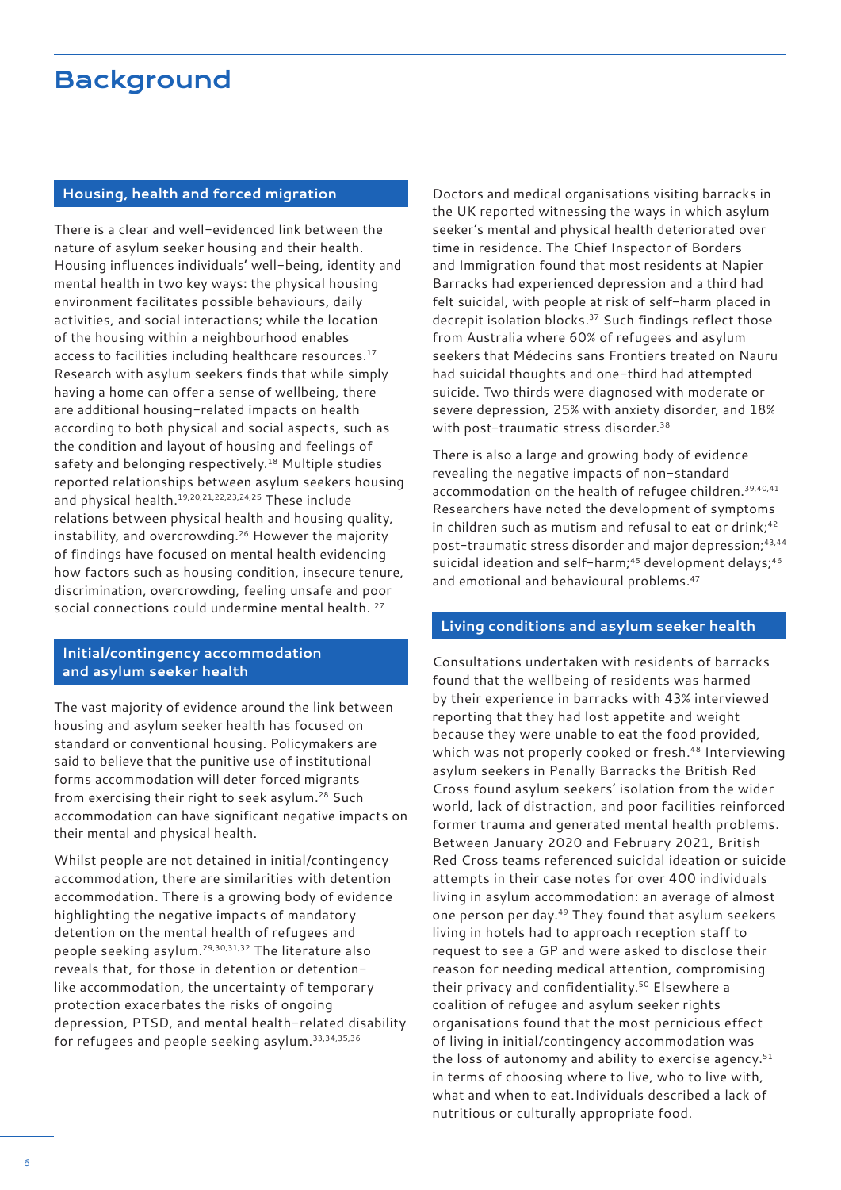# Background

## Housing, health and forced migration

There is a clear and well-evidenced link between the nature of asylum seeker housing and their health. Housing influences individuals' well-being, identity and mental health in two key ways: the physical housing environment facilitates possible behaviours, daily activities, and social interactions; while the location of the housing within a neighbourhood enables access to facilities including healthcare resources.[17] Research with asylum seekers finds that while simply having a home can offer a sense of wellbeing, there are additional housing-related impacts on health according to both physical and social aspects, such as the condition and layout of housing and feelings of safety and belonging respectively.[18] Multiple studies reported relationships between asylum seekers housing and physical health.[19,20,21,22,23,24,25] These include relations between physical health and housing quality, instability, and overcrowding.[26] However the majority of findings have focused on mental health evidencing how factors such as housing condition, insecure tenure, discrimination, overcrowding, feeling unsafe and poor social connections could undermine mental health. [27]

## Initial/contingency accommodation and asylum seeker health

The vast majority of evidence around the link between housing and asylum seeker health has focused on standard or conventional housing. Policymakers are said to believe that the punitive use of institutional forms accommodation will deter forced migrants from exercising their right to seek asylum.[28] Such accommodation can have significant negative impacts on their mental and physical health.

Whilst people are not detained in initial/contingency accommodation, there are similarities with detention accommodation. There is a growing body of evidence highlighting the negative impacts of mandatory detention on the mental health of refugees and people seeking asylum.[29,30,31,32] The literature also reveals that, for those in detention or detention-like accommodation, the uncertainty of temporary protection exacerbates the risks of ongoing depression, PTSD, and mental health-related disability for refugees and people seeking asylum.[33,34,35,36]

Doctors and medical organisations visiting barracks in the UK reported witnessing the ways in which asylum seeker's mental and physical health deteriorated over time in residence. The Chief Inspector of Borders and Immigration found that most residents at Napier Barracks had experienced depression and a third had felt suicidal, with people at risk of self-harm placed in decrepit isolation blocks.[37] Such findings reflect those from Australia where 60% of refugees and asylum seekers that Médecins sans Frontiers treated on Nauru had suicidal thoughts and one-third had attempted suicide. Two thirds were diagnosed with moderate or severe depression, 25% with anxiety disorder, and 18% with post-traumatic stress disorder.[38]

There is also a large and growing body of evidence revealing the negative impacts of non-standard accommodation on the health of refugee children.[39,40,41] Researchers have noted the development of symptoms in children such as mutism and refusal to eat or drink;[42] post-traumatic stress disorder and major depression;[43,44] suicidal ideation and self-harm;[45] development delays;[46] and emotional and behavioural problems.[47]

## Living conditions and asylum seeker health

Consultations undertaken with residents of barracks found that the wellbeing of residents was harmed by their experience in barracks with 43% interviewed reporting that they had lost appetite and weight because they were unable to eat the food provided, which was not properly cooked or fresh.[48] Interviewing asylum seekers in Penally Barracks the British Red Cross found asylum seekers' isolation from the wider world, lack of distraction, and poor facilities reinforced former trauma and generated mental health problems. Between January 2020 and February 2021, British Red Cross teams referenced suicidal ideation or suicide attempts in their case notes for over 400 individuals living in asylum accommodation: an average of almost one person per day.[49] They found that asylum seekers living in hotels had to approach reception staff to request to see a GP and were asked to disclose their reason for needing medical attention, compromising their privacy and confidentiality.[50] Elsewhere a coalition of refugee and asylum seeker rights organisations found that the most pernicious effect of living in initial/contingency accommodation was the loss of autonomy and ability to exercise agency.[51] in terms of choosing where to live, who to live with, what and when to eat.Individuals described a lack of nutritious or culturally appropriate food.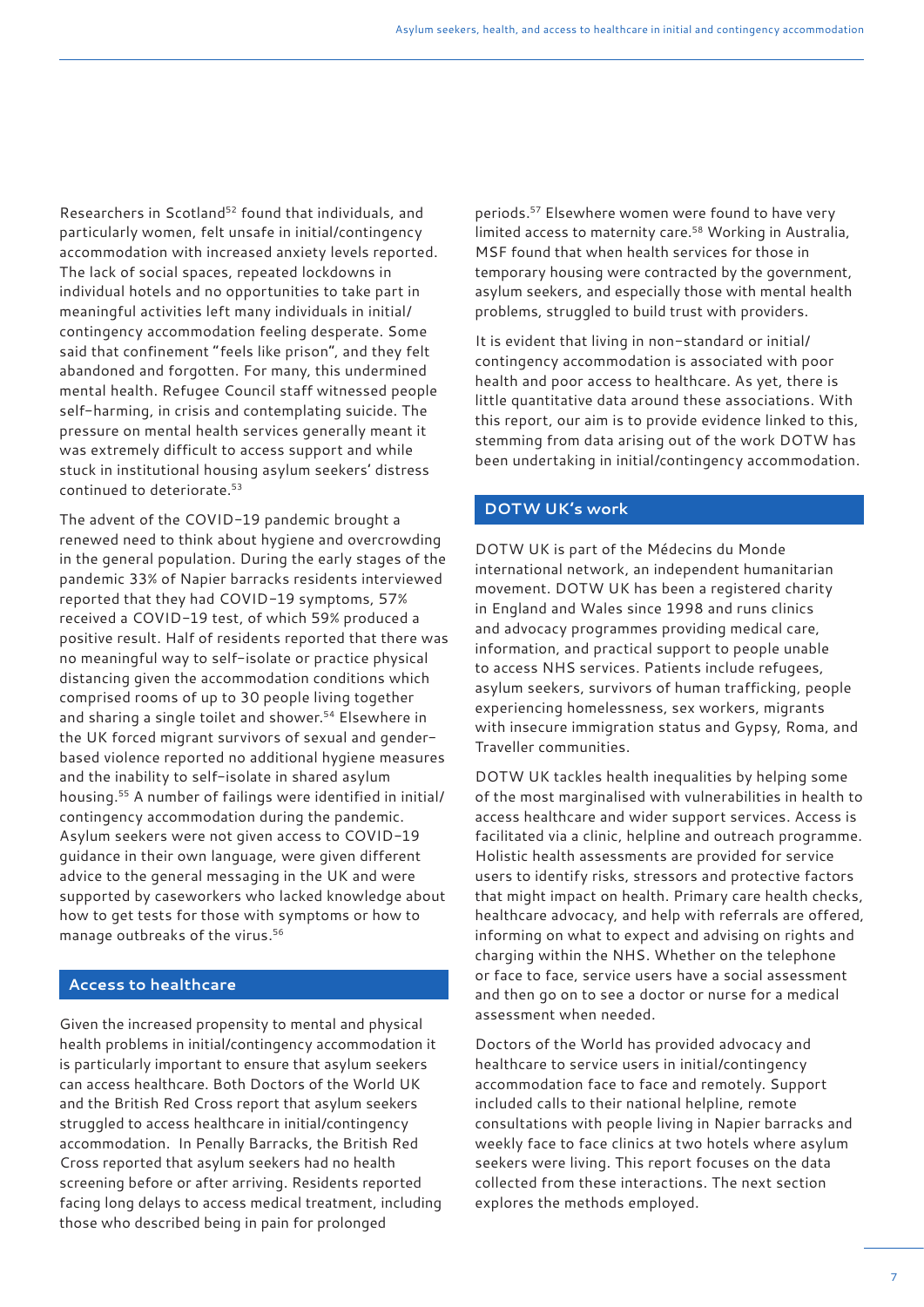Researchers in Scotland[52] found that individuals, and particularly women, felt unsafe in initial/contingency accommodation with increased anxiety levels reported. The lack of social spaces, repeated lockdowns in individual hotels and no opportunities to take part in meaningful activities left many individuals in initial/contingency accommodation feeling desperate. Some said that confinement "feels like prison", and they felt abandoned and forgotten. For many, this undermined mental health. Refugee Council staff witnessed people self-harming, in crisis and contemplating suicide. The pressure on mental health services generally meant it was extremely difficult to access support and while stuck in institutional housing asylum seekers' distress continued to deteriorate.[53]

The advent of the COVID-19 pandemic brought a renewed need to think about hygiene and overcrowding in the general population. During the early stages of the pandemic 33% of Napier barracks residents interviewed reported that they had COVID-19 symptoms, 57% received a COVID-19 test, of which 59% produced a positive result. Half of residents reported that there was no meaningful way to self-isolate or practice physical distancing given the accommodation conditions which comprised rooms of up to 30 people living together and sharing a single toilet and shower.[54] Elsewhere in the UK forced migrant survivors of sexual and gender-based violence reported no additional hygiene measures and the inability to self-isolate in shared asylum housing.[55] A number of failings were identified in initial/contingency accommodation during the pandemic. Asylum seekers were not given access to COVID-19 guidance in their own language, were given different advice to the general messaging in the UK and were supported by caseworkers who lacked knowledge about how to get tests for those with symptoms or how to manage outbreaks of the virus.[56]

## Access to healthcare

Given the increased propensity to mental and physical health problems in initial/contingency accommodation it is particularly important to ensure that asylum seekers can access healthcare. Both Doctors of the World UK and the British Red Cross report that asylum seekers struggled to access healthcare in initial/contingency accommodation. In Penally Barracks, the British Red Cross reported that asylum seekers had no health screening before or after arriving. Residents reported facing long delays to access medical treatment, including those who described being in pain for prolonged periods.[57] Elsewhere women were found to have very limited access to maternity care.[58] Working in Australia, MSF found that when health services for those in temporary housing were contracted by the government, asylum seekers, and especially those with mental health problems, struggled to build trust with providers.

It is evident that living in non-standard or initial/contingency accommodation is associated with poor health and poor access to healthcare. As yet, there is little quantitative data around these associations. With this report, our aim is to provide evidence linked to this, stemming from data arising out of the work DOTW has been undertaking in initial/contingency accommodation.

## DOTW UK's work

DOTW UK is part of the Médecins du Monde international network, an independent humanitarian movement. DOTW UK has been a registered charity in England and Wales since 1998 and runs clinics and advocacy programmes providing medical care, information, and practical support to people unable to access NHS services. Patients include refugees, asylum seekers, survivors of human trafficking, people experiencing homelessness, sex workers, migrants with insecure immigration status and Gypsy, Roma, and Traveller communities.

DOTW UK tackles health inequalities by helping some of the most marginalised with vulnerabilities in health to access healthcare and wider support services. Access is facilitated via a clinic, helpline and outreach programme. Holistic health assessments are provided for service users to identify risks, stressors and protective factors that might impact on health. Primary care health checks, healthcare advocacy, and help with referrals are offered, informing on what to expect and advising on rights and charging within the NHS. Whether on the telephone or face to face, service users have a social assessment and then go on to see a doctor or nurse for a medical assessment when needed.

Doctors of the World has provided advocacy and healthcare to service users in initial/contingency accommodation face to face and remotely. Support included calls to their national helpline, remote consultations with people living in Napier barracks and weekly face to face clinics at two hotels where asylum seekers were living. This report focuses on the data collected from these interactions. The next section explores the methods employed.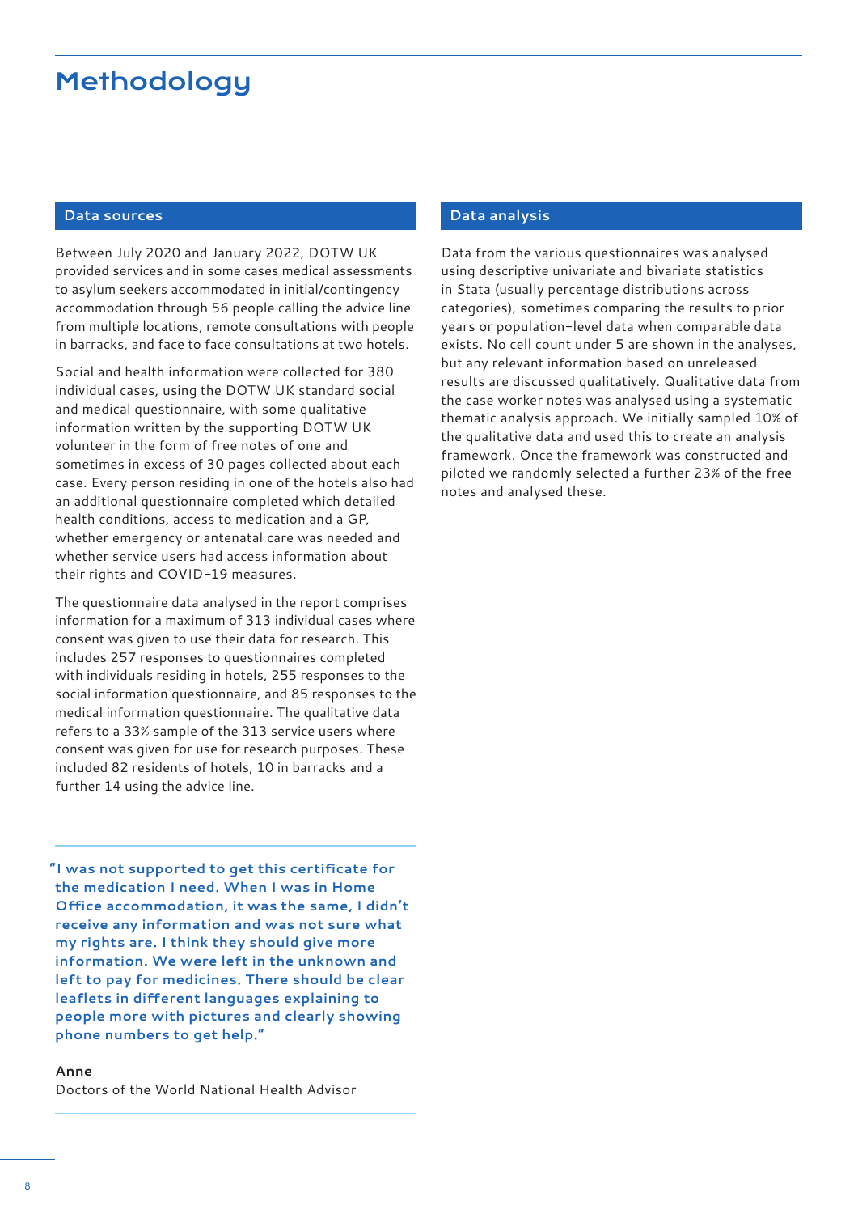# Methodology

## Data sources

Between July 2020 and January 2022, DOTW UK provided services and in some cases medical assessments to asylum seekers accommodated in initial/contingency accommodation through 56 people calling the advice line from multiple locations, remote consultations with people in barracks, and face to face consultations at two hotels.

Social and health information were collected for 380 individual cases, using the DOTW UK standard social and medical questionnaire, with some qualitative information written by the supporting DOTW UK volunteer in the form of free notes of one and sometimes in excess of 30 pages collected about each case. Every person residing in one of the hotels also had an additional questionnaire completed which detailed health conditions, access to medication and a GP, whether emergency or antenatal care was needed and whether service users had access information about their rights and COVID-19 measures.

The questionnaire data analysed in the report comprises information for a maximum of 313 individual cases where consent was given to use their data for research. This includes 257 responses to questionnaires completed with individuals residing in hotels, 255 responses to the social information questionnaire, and 85 responses to the medical information questionnaire. The qualitative data refers to a 33% sample of the 313 service users where consent was given for use for research purposes. These included 82 residents of hotels, 10 in barracks and a further 14 using the advice line.

> **"I was not supported to get this certificate for the medication I need. When I was in Home Office accommodation, it was the same, I didn't receive any information and was not sure what my rights are. I think they should give more information. We were left in the unknown and left to pay for medicines. There should be clear leaflets in different languages explaining to people more with pictures and clearly showing phone numbers to get help."**
>
> **Anne**
> Doctors of the World National Health Advisor

## Data analysis

Data from the various questionnaires was analysed using descriptive univariate and bivariate statistics in Stata (usually percentage distributions across categories), sometimes comparing the results to prior years or population-level data when comparable data exists. No cell count under 5 are shown in the analyses, but any relevant information based on unreleased results are discussed qualitatively. Qualitative data from the case worker notes was analysed using a systematic thematic analysis approach. We initially sampled 10% of the qualitative data and used this to create an analysis framework. Once the framework was constructed and piloted we randomly selected a further 23% of the free notes and analysed these.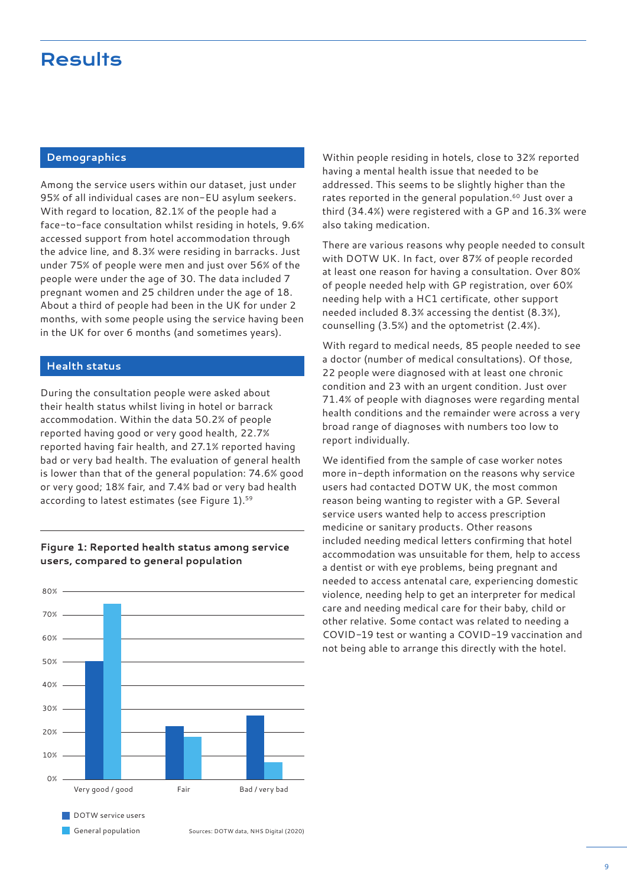# Results

## Demographics

Among the service users within our dataset, just under 95% of all individual cases are non-EU asylum seekers. With regard to location, 82.1% of the people had a face-to-face consultation whilst residing in hotels, 9.6% accessed support from hotel accommodation through the advice line, and 8.3% were residing in barracks. Just under 75% of people were men and just over 56% of the people were under the age of 30. The data included 7 pregnant women and 25 children under the age of 18. About a third of people had been in the UK for under 2 months, with some people using the service having been in the UK for over 6 months (and sometimes years).

## Health status

During the consultation people were asked about their health status whilst living in hotel or barrack accommodation. Within the data 50.2% of people reported having good or very good health, 22.7% reported having fair health, and 27.1% reported having bad or very bad health. The evaluation of general health is lower than that of the general population: 74.6% good or very good; 18% fair, and 7.4% bad or very bad health according to latest estimates (see Figure 1).[59]

**Figure 1: Reported health status among service users, compared to general population**

| | DOTW service users | General population |
|---|---|---|
| Very good / good | 50.2% | 74.6% |
| Fair | 22.7% | 18% |
| Bad / very bad | 27.1% | 7.4% |

Sources: DOTW data, NHS Digital (2020)

Within people residing in hotels, close to 32% reported having a mental health issue that needed to be addressed. This seems to be slightly higher than the rates reported in the general population.[60] Just over a third (34.4%) were registered with a GP and 16.3% were also taking medication.

There are various reasons why people needed to consult with DOTW UK. In fact, over 87% of people recorded at least one reason for having a consultation. Over 80% of people needed help with GP registration, over 60% needing help with a HC1 certificate, other support needed included 8.3% accessing the dentist (8.3%), counselling (3.5%) and the optometrist (2.4%).

With regard to medical needs, 85 people needed to see a doctor (number of medical consultations). Of those, 22 people were diagnosed with at least one chronic condition and 23 with an urgent condition. Just over 71.4% of people with diagnoses were regarding mental health conditions and the remainder were across a very broad range of diagnoses with numbers too low to report individually.

We identified from the sample of case worker notes more in-depth information on the reasons why service users had contacted DOTW UK, the most common reason being wanting to register with a GP. Several service users wanted help to access prescription medicine or sanitary products. Other reasons included needing medical letters confirming that hotel accommodation was unsuitable for them, help to access a dentist or with eye problems, being pregnant and needed to access antenatal care, experiencing domestic violence, needing help to get an interpreter for medical care and needing medical care for their baby, child or other relative. Some contact was related to needing a COVID-19 test or wanting a COVID-19 vaccination and not being able to arrange this directly with the hotel.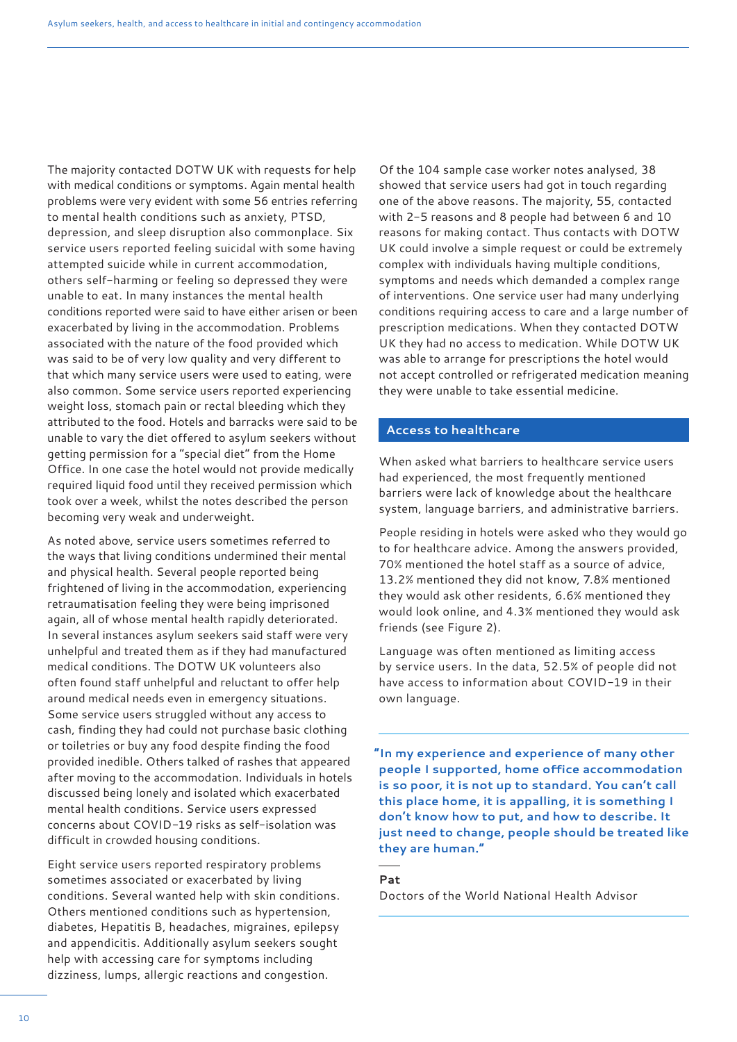The majority contacted DOTW UK with requests for help with medical conditions or symptoms. Again mental health problems were very evident with some 56 entries referring to mental health conditions such as anxiety, PTSD, depression, and sleep disruption also commonplace. Six service users reported feeling suicidal with some having attempted suicide while in current accommodation, others self-harming or feeling so depressed they were unable to eat. In many instances the mental health conditions reported were said to have either arisen or been exacerbated by living in the accommodation. Problems associated with the nature of the food provided which was said to be of very low quality and very different to that which many service users were used to eating, were also common. Some service users reported experiencing weight loss, stomach pain or rectal bleeding which they attributed to the food. Hotels and barracks were said to be unable to vary the diet offered to asylum seekers without getting permission for a "special diet" from the Home Office. In one case the hotel would not provide medically required liquid food until they received permission which took over a week, whilst the notes described the person becoming very weak and underweight.

As noted above, service users sometimes referred to the ways that living conditions undermined their mental and physical health. Several people reported being frightened of living in the accommodation, experiencing retraumatisation feeling they were being imprisoned again, all of whose mental health rapidly deteriorated. In several instances asylum seekers said staff were very unhelpful and treated them as if they had manufactured medical conditions. The DOTW UK volunteers also often found staff unhelpful and reluctant to offer help around medical needs even in emergency situations. Some service users struggled without any access to cash, finding they had could not purchase basic clothing or toiletries or buy any food despite finding the food provided inedible. Others talked of rashes that appeared after moving to the accommodation. Individuals in hotels discussed being lonely and isolated which exacerbated mental health conditions. Service users expressed concerns about COVID-19 risks as self-isolation was difficult in crowded housing conditions.

Eight service users reported respiratory problems sometimes associated or exacerbated by living conditions. Several wanted help with skin conditions. Others mentioned conditions such as hypertension, diabetes, Hepatitis B, headaches, migraines, epilepsy and appendicitis. Additionally asylum seekers sought help with accessing care for symptoms including dizziness, lumps, allergic reactions and congestion.

Of the 104 sample case worker notes analysed, 38 showed that service users had got in touch regarding one of the above reasons. The majority, 55, contacted with 2-5 reasons and 8 people had between 6 and 10 reasons for making contact. Thus contacts with DOTW UK could involve a simple request or could be extremely complex with individuals having multiple conditions, symptoms and needs which demanded a complex range of interventions. One service user had many underlying conditions requiring access to care and a large number of prescription medications. When they contacted DOTW UK they had no access to medication. While DOTW UK was able to arrange for prescriptions the hotel would not accept controlled or refrigerated medication meaning they were unable to take essential medicine.

## Access to healthcare

When asked what barriers to healthcare service users had experienced, the most frequently mentioned barriers were lack of knowledge about the healthcare system, language barriers, and administrative barriers.

People residing in hotels were asked who they would go to for healthcare advice. Among the answers provided, 70% mentioned the hotel staff as a source of advice, 13.2% mentioned they did not know, 7.8% mentioned they would ask other residents, 6.6% mentioned they would look online, and 4.3% mentioned they would ask friends (see Figure 2).

Language was often mentioned as limiting access by service users. In the data, 52.5% of people did not have access to information about COVID-19 in their own language.

> **"In my experience and experience of many other people I supported, home office accommodation is so poor, it is not up to standard. You can't call this place home, it is appalling, it is something I don't know how to put, and how to describe. It just need to change, people should be treated like they are human."**
>
> **Pat**
> Doctors of the World National Health Advisor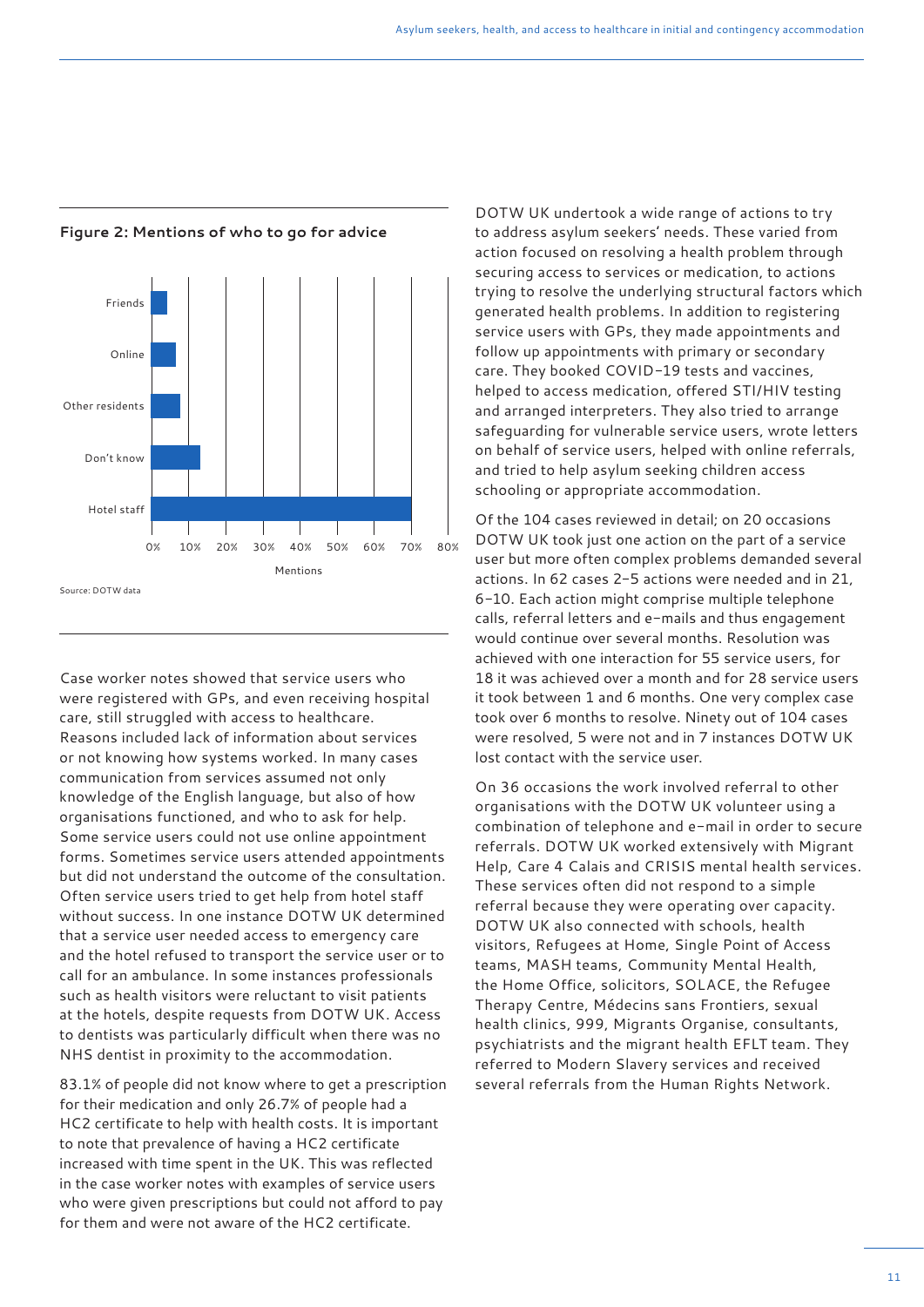**Figure 2: Mentions of who to go for advice**

| Source of advice | Mentions (approx.) |
|---|---|
| Friends | ~4% |
| Online | ~7% |
| Other residents | ~8% |
| Don't know | ~13% |
| Hotel staff | ~70% |

Source: DOTW data

Case worker notes showed that service users who were registered with GPs, and even receiving hospital care, still struggled with access to healthcare. Reasons included lack of information about services or not knowing how systems worked. In many cases communication from services assumed not only knowledge of the English language, but also of how organisations functioned, and who to ask for help. Some service users could not use online appointment forms. Sometimes service users attended appointments but did not understand the outcome of the consultation. Often service users tried to get help from hotel staff without success. In one instance DOTW UK determined that a service user needed access to emergency care and the hotel refused to transport the service user or to call for an ambulance. In some instances professionals such as health visitors were reluctant to visit patients at the hotels, despite requests from DOTW UK. Access to dentists was particularly difficult when there was no NHS dentist in proximity to the accommodation.

83.1% of people did not know where to get a prescription for their medication and only 26.7% of people had a HC2 certificate to help with health costs. It is important to note that prevalence of having a HC2 certificate increased with time spent in the UK. This was reflected in the case worker notes with examples of service users who were given prescriptions but could not afford to pay for them and were not aware of the HC2 certificate.

DOTW UK undertook a wide range of actions to try to address asylum seekers' needs. These varied from action focused on resolving a health problem through securing access to services or medication, to actions trying to resolve the underlying structural factors which generated health problems. In addition to registering service users with GPs, they made appointments and follow up appointments with primary or secondary care. They booked COVID-19 tests and vaccines, helped to access medication, offered STI/HIV testing and arranged interpreters. They also tried to arrange safeguarding for vulnerable service users, wrote letters on behalf of service users, helped with online referrals, and tried to help asylum seeking children access schooling or appropriate accommodation.

Of the 104 cases reviewed in detail; on 20 occasions DOTW UK took just one action on the part of a service user but more often complex problems demanded several actions. In 62 cases 2-5 actions were needed and in 21, 6-10. Each action might comprise multiple telephone calls, referral letters and e-mails and thus engagement would continue over several months. Resolution was achieved with one interaction for 55 service users, for 18 it was achieved over a month and for 28 service users it took between 1 and 6 months. One very complex case took over 6 months to resolve. Ninety out of 104 cases were resolved, 5 were not and in 7 instances DOTW UK lost contact with the service user.

On 36 occasions the work involved referral to other organisations with the DOTW UK volunteer using a combination of telephone and e-mail in order to secure referrals. DOTW UK worked extensively with Migrant Help, Care 4 Calais and CRISIS mental health services. These services often did not respond to a simple referral because they were operating over capacity. DOTW UK also connected with schools, health visitors, Refugees at Home, Single Point of Access teams, MASH teams, Community Mental Health, the Home Office, solicitors, SOLACE, the Refugee Therapy Centre, Médecins sans Frontiers, sexual health clinics, 999, Migrants Organise, consultants, psychiatrists and the migrant health EFLT team. They referred to Modern Slavery services and received several referrals from the Human Rights Network.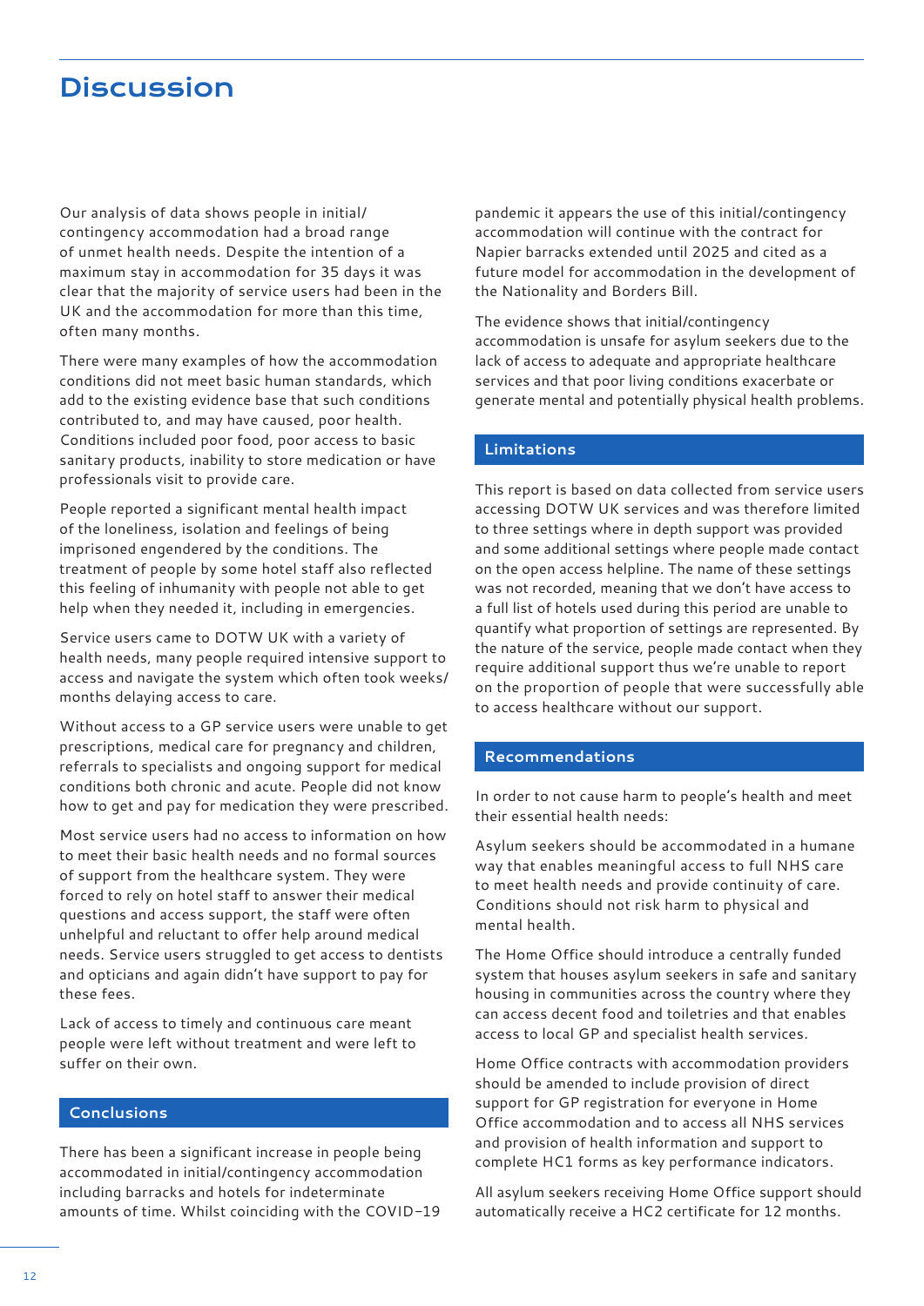# Discussion

Our analysis of data shows people in initial/contingency accommodation had a broad range of unmet health needs. Despite the intention of a maximum stay in accommodation for 35 days it was clear that the majority of service users had been in the UK and the accommodation for more than this time, often many months.

There were many examples of how the accommodation conditions did not meet basic human standards, which add to the existing evidence base that such conditions contributed to, and may have caused, poor health. Conditions included poor food, poor access to basic sanitary products, inability to store medication or have professionals visit to provide care.

People reported a significant mental health impact of the loneliness, isolation and feelings of being imprisoned engendered by the conditions. The treatment of people by some hotel staff also reflected this feeling of inhumanity with people not able to get help when they needed it, including in emergencies.

Service users came to DOTW UK with a variety of health needs, many people required intensive support to access and navigate the system which often took weeks/months delaying access to care.

Without access to a GP service users were unable to get prescriptions, medical care for pregnancy and children, referrals to specialists and ongoing support for medical conditions both chronic and acute. People did not know how to get and pay for medication they were prescribed.

Most service users had no access to information on how to meet their basic health needs and no formal sources of support from the healthcare system. They were forced to rely on hotel staff to answer their medical questions and access support, the staff were often unhelpful and reluctant to offer help around medical needs. Service users struggled to get access to dentists and opticians and again didn't have support to pay for these fees.

Lack of access to timely and continuous care meant people were left without treatment and were left to suffer on their own.

## Conclusions

There has been a significant increase in people being accommodated in initial/contingency accommodation including barracks and hotels for indeterminate amounts of time. Whilst coinciding with the COVID-19 pandemic it appears the use of this initial/contingency accommodation will continue with the contract for Napier barracks extended until 2025 and cited as a future model for accommodation in the development of the Nationality and Borders Bill.

The evidence shows that initial/contingency accommodation is unsafe for asylum seekers due to the lack of access to adequate and appropriate healthcare services and that poor living conditions exacerbate or generate mental and potentially physical health problems.

## Limitations

This report is based on data collected from service users accessing DOTW UK services and was therefore limited to three settings where in depth support was provided and some additional settings where people made contact on the open access helpline. The name of these settings was not recorded, meaning that we don't have access to a full list of hotels used during this period are unable to quantify what proportion of settings are represented. By the nature of the service, people made contact when they require additional support thus we're unable to report on the proportion of people that were successfully able to access healthcare without our support.

## Recommendations

In order to not cause harm to people's health and meet their essential health needs:

Asylum seekers should be accommodated in a humane way that enables meaningful access to full NHS care to meet health needs and provide continuity of care. Conditions should not risk harm to physical and mental health.

The Home Office should introduce a centrally funded system that houses asylum seekers in safe and sanitary housing in communities across the country where they can access decent food and toiletries and that enables access to local GP and specialist health services.

Home Office contracts with accommodation providers should be amended to include provision of direct support for GP registration for everyone in Home Office accommodation and to access all NHS services and provision of health information and support to complete HC1 forms as key performance indicators.

All asylum seekers receiving Home Office support should automatically receive a HC2 certificate for 12 months.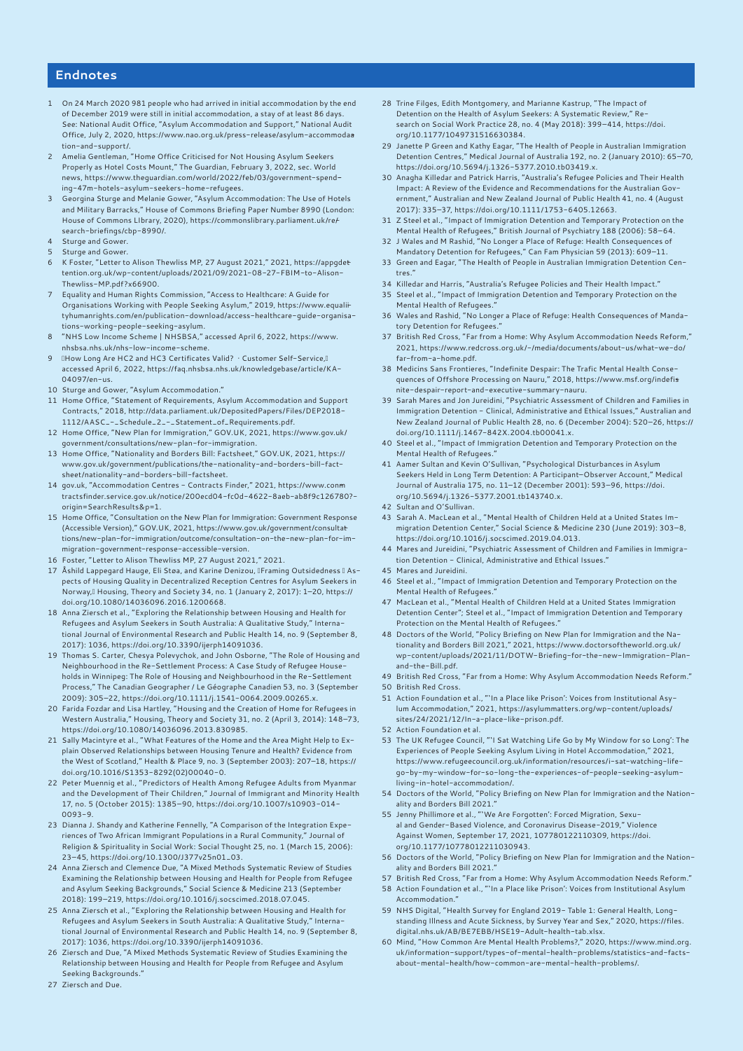## Endnotes

1. On 24 March 2020 981 people who had arrived in initial accommodation by the end of December 2019 were still in initial accommodation, a stay of at least 86 days. See: National Audit Office, "Asylum Accommodation and Support," National Audit Office, July 2, 2020, https://www.nao.org.uk/press-release/asylum-accommodation-and-support/.
2. Amelia Gentleman, "Home Office Criticised for Not Housing Asylum Seekers Properly as Hotel Costs Mount," The Guardian, February 3, 2022, sec. World news, https://www.theguardian.com/world/2022/feb/03/government-spending-47m-hotels-asylum-seekers-home-refugees.
3. Georgina Sturge and Melanie Gower, "Asylum Accommodation: The Use of Hotels and Military Barracks," House of Commons Briefing Paper Number 8990 (London: House of Commons LIbrary, 2020), https://commonslibrary.parliament.uk/research-briefings/cbp-8990/.
4. Sturge and Gower.
5. Sturge and Gower.
6. K Foster, "Letter to Alison Thewliss MP, 27 August 2021," 2021, https://appgdetention.org.uk/wp-content/uploads/2021/09/2021-08-27-FBIM-to-Alison-Thewliss-MP.pdf?x66900.
7. Equality and Human Rights Commission, "Access to Healthcare: A Guide for Organisations Working with People Seeking Asylum," 2019, https://www.equalityhumanrights.com/en/publication-download/access-healthcare-guide-organisations-working-people-seeking-asylum.
8. "NHS Low Income Scheme | NHSBSA," accessed April 6, 2022, https://www.nhsbsa.nhs.uk/nhs-low-income-scheme.
9. How Long Are HC2 and HC3 Certificates Valid? · Customer Self-Service, accessed April 6, 2022, https://faq.nhsbsa.nhs.uk/knowledgebase/article/KA-04097/en-us.
10. Sturge and Gower, "Asylum Accommodation."
11. Home Office, "Statement of Requirements, Asylum Accommodation and Support Contracts," 2018, http://data.parliament.uk/DepositedPapers/Files/DEP2018-1112/AASC_-_Schedule_2_-_Statement_of_Requirements.pdf.
12. Home Office, "New Plan for Immigration," GOV.UK, 2021, https://www.gov.uk/government/consultations/new-plan-for-immigration.
13. Home Office, "Nationality and Borders Bill: Factsheet," GOV.UK, 2021, https://www.gov.uk/government/publications/the-nationality-and-borders-bill-factsheet/nationality-and-borders-bill-factsheet.
14. gov.uk, "Accommodation Centres - Contracts Finder," 2021, https://www.contractsfinder.service.gov.uk/notice/200ecd04-fc0d-4622-8aeb-ab8f9c126780?origin=SearchResults&p=1.
15. Home Office, "Consultation on the New Plan for Immigration: Government Response (Accessible Version)," GOV.UK, 2021, https://www.gov.uk/government/consultations/new-plan-for-immigration/outcome/consultation-on-the-new-plan-for-immigration-government-response-accessible-version.
16. Foster, "Letter to Alison Thewliss MP, 27 August 2021," 2021.
17. Åshild Lappegard Hauge, Eli Støa, and Karine Denizou, Framing Outsidedness Aspects of Housing Quality in Decentralized Reception Centres for Asylum Seekers in Norway, Housing, Theory and Society 34, no. 1 (January 2, 2017): 1–20, https://doi.org/10.1080/14036096.2016.1200668.
18. Anna Ziersch et al., "Exploring the Relationship between Housing and Health for Refugees and Asylum Seekers in South Australia: A Qualitative Study," International Journal of Environmental Research and Public Health 14, no. 9 (September 8, 2017): 1036, https://doi.org/10.3390/ijerph14091036.
19. Thomas S. Carter, Chesya Polevychok, and John Osborne, "The Role of Housing and Neighbourhood in the Re-Settlement Process: A Case Study of Refugee Households in Winnipeg: The Role of Housing and Neighbourhood in the Re-Settlement Process," The Canadian Geographer / Le Géographe Canadien 53, no. 3 (September 2009): 305–22, https://doi.org/10.1111/j.1541-0064.2009.00265.x.
20. Farida Fozdar and Lisa Hartley, "Housing and the Creation of Home for Refugees in Western Australia," Housing, Theory and Society 31, no. 2 (April 3, 2014): 148–73, https://doi.org/10.1080/14036096.2013.830985.
21. Sally Macintyre et al., "What Features of the Home and the Area Might Help to Explain Observed Relationships between Housing Tenure and Health? Evidence from the West of Scotland," Health & Place 9, no. 3 (September 2003): 207–18, https://doi.org/10.1016/S1353-8292(02)00040-0.
22. Peter Muennig et al., "Predictors of Health Among Refugee Adults from Myanmar and the Development of Their Children," Journal of Immigrant and Minority Health 17, no. 5 (October 2015): 1385–90, https://doi.org/10.1007/s10903-014-0093-9.
23. Dianna J. Shandy and Katherine Fennelly, "A Comparison of the Integration Experiences of Two African Immigrant Populations in a Rural Community," Journal of Religion & Spirituality in Social Work: Social Thought 25, no. 1 (March 15, 2006): 23–45, https://doi.org/10.1300/J377v25n01_03.
24. Anna Ziersch and Clemence Due, "A Mixed Methods Systematic Review of Studies Examining the Relationship between Housing and Health for People from Refugee and Asylum Seeking Backgrounds," Social Science & Medicine 213 (September 2018): 199–219, https://doi.org/10.1016/j.socscimed.2018.07.045.
25. Anna Ziersch et al., "Exploring the Relationship between Housing and Health for Refugees and Asylum Seekers in South Australia: A Qualitative Study," International Journal of Environmental Research and Public Health 14, no. 9 (September 8, 2017): 1036, https://doi.org/10.3390/ijerph14091036.
26. Ziersch and Due, "A Mixed Methods Systematic Review of Studies Examining the Relationship between Housing and Health for People from Refugee and Asylum Seeking Backgrounds."
27. Ziersch and Due.
28. Trine Filges, Edith Montgomery, and Marianne Kastrup, "The Impact of Detention on the Health of Asylum Seekers: A Systematic Review," Research on Social Work Practice 28, no. 4 (May 2018): 399–414, https://doi.org/10.1177/1049731516630384.
29. Janette P Green and Kathy Eagar, "The Health of People in Australian Immigration Detention Centres," Medical Journal of Australia 192, no. 2 (January 2010): 65–70, https://doi.org/10.5694/j.1326-5377.2010.tb03419.x.
30. Anagha Killedar and Patrick Harris, "Australia's Refugee Policies and Their Health Impact: A Review of the Evidence and Recommendations for the Australian Government," Australian and New Zealand Journal of Public Health 41, no. 4 (August 2017): 335–37, https://doi.org/10.1111/1753-6405.12663.
31. Z Steel et al., "Impact of Immigration Detention and Temporary Protection on the Mental Health of Refugees," British Journal of Psychiatry 188 (2006): 58–64.
32. J Wales and M Rashid, "No Longer a Place of Refuge: Health Consequences of Mandatory Detention for Refugees," Can Fam Physician 59 (2013): 609–11.
33. Green and Eagar, "The Health of People in Australian Immigration Detention Centres."
34. Killedar and Harris, "Australia's Refugee Policies and Their Health Impact."
35. Steel et al., "Impact of Immigration Detention and Temporary Protection on the Mental Health of Refugees."
36. Wales and Rashid, "No Longer a Place of Refuge: Health Consequences of Mandatory Detention for Refugees."
37. British Red Cross, "Far from a Home: Why Asylum Accommodation Needs Reform," 2021, https://www.redcross.org.uk/-/media/documents/about-us/what-we-do/far-from-a-home.pdf.
38. Medicins Sans Frontieres, "Indefinite Despair: The Trafic Mental Health Consequences of Offshore Processing on Nauru," 2018, https://www.msf.org/indefinite-despair-report-and-executive-summary-nauru.
39. Sarah Mares and Jon Jureidini, "Psychiatric Assessment of Children and Families in Immigration Detention – Clinical, Administrative and Ethical Issues," Australian and New Zealand Journal of Public Health 28, no. 6 (December 2004): 520–26, https://doi.org/10.1111/j.1467-842X.2004.tb00041.x.
40. Steel et al., "Impact of Immigration Detention and Temporary Protection on the Mental Health of Refugees."
41. Aamer Sultan and Kevin O'Sullivan, "Psychological Disturbances in Asylum Seekers Held in Long Term Detention: A Participant–Observer Account," Medical Journal of Australia 175, no. 11–12 (December 2001): 593–96, https://doi.org/10.5694/j.1326-5377.2001.tb143740.x.
42. Sultan and O'Sullivan.
43. Sarah A. MacLean et al., "Mental Health of Children Held at a United States Immigration Detention Center," Social Science & Medicine 230 (June 2019): 303–8, https://doi.org/10.1016/j.socscimed.2019.04.013.
44. Mares and Jureidini, "Psychiatric Assessment of Children and Families in Immigration Detention – Clinical, Administrative and Ethical Issues."
45. Mares and Jureidini.
46. Steel et al., "Impact of Immigration Detention and Temporary Protection on the Mental Health of Refugees."
47. MacLean et al., "Mental Health of Children Held at a United States Immigration Detention Center"; Steel et al., "Impact of Immigration Detention and Temporary Protection on the Mental Health of Refugees."
48. Doctors of the World, "Policy Briefing on New Plan for Immigration and the Nationality and Borders Bill 2021," 2021, https://www.doctorsoftheworld.org.uk/wp-content/uploads/2021/11/DOTW-Briefing-for-the-new-Immigration-Plan-and-the-Bill.pdf.
49. British Red Cross, "Far from a Home: Why Asylum Accommodation Needs Reform."
50. British Red Cross.
51. Action Foundation et al., "'In a Place like Prison': Voices from Institutional Asylum Accommodation," 2021, https://asylummatters.org/wp-content/uploads/sites/24/2021/12/In-a-place-like-prison.pdf.
52. Action Foundation et al.
53. The UK Refugee Council, "'I Sat Watching Life Go by My Window for so Long': The Experiences of People Seeking Asylum Living in Hotel Accommodation," 2021, https://www.refugeecouncil.org.uk/information/resources/i-sat-watching-life-go-by-my-window-for-so-long-the-experiences-of-people-seeking-asylum-living-in-hotel-accommodation/.
54. Doctors of the World, "Policy Briefing on New Plan for Immigration and the Nationality and Borders Bill 2021."
55. Jenny Phillimore et al., "'We Are Forgotten': Forced Migration, Sexual and Gender-Based Violence, and Coronavirus Disease-2019," Violence Against Women, September 17, 2021, 107780122110309, https://doi.org/10.1177/10778012211030943.
56. Doctors of the World, "Policy Briefing on New Plan for Immigration and the Nationality and Borders Bill 2021."
57. British Red Cross, "Far from a Home: Why Asylum Accommodation Needs Reform."
58. Action Foundation et al., "'In a Place like Prison': Voices from Institutional Asylum Accommodation."
59. NHS Digital, "Health Survey for England 2019- Table 1: General Health, Longstanding Illness and Acute Sickness, by Survey Year and Sex," 2020, https://files.digital.nhs.uk/AB/BE7EBB/HSE19-Adult-health-tab.xlsx.
60. Mind, "How Common Are Mental Health Problems?," 2020, https://www.mind.org.uk/information-support/types-of-mental-health-problems/statistics-and-facts-about-mental-health/how-common-are-mental-health-problems/.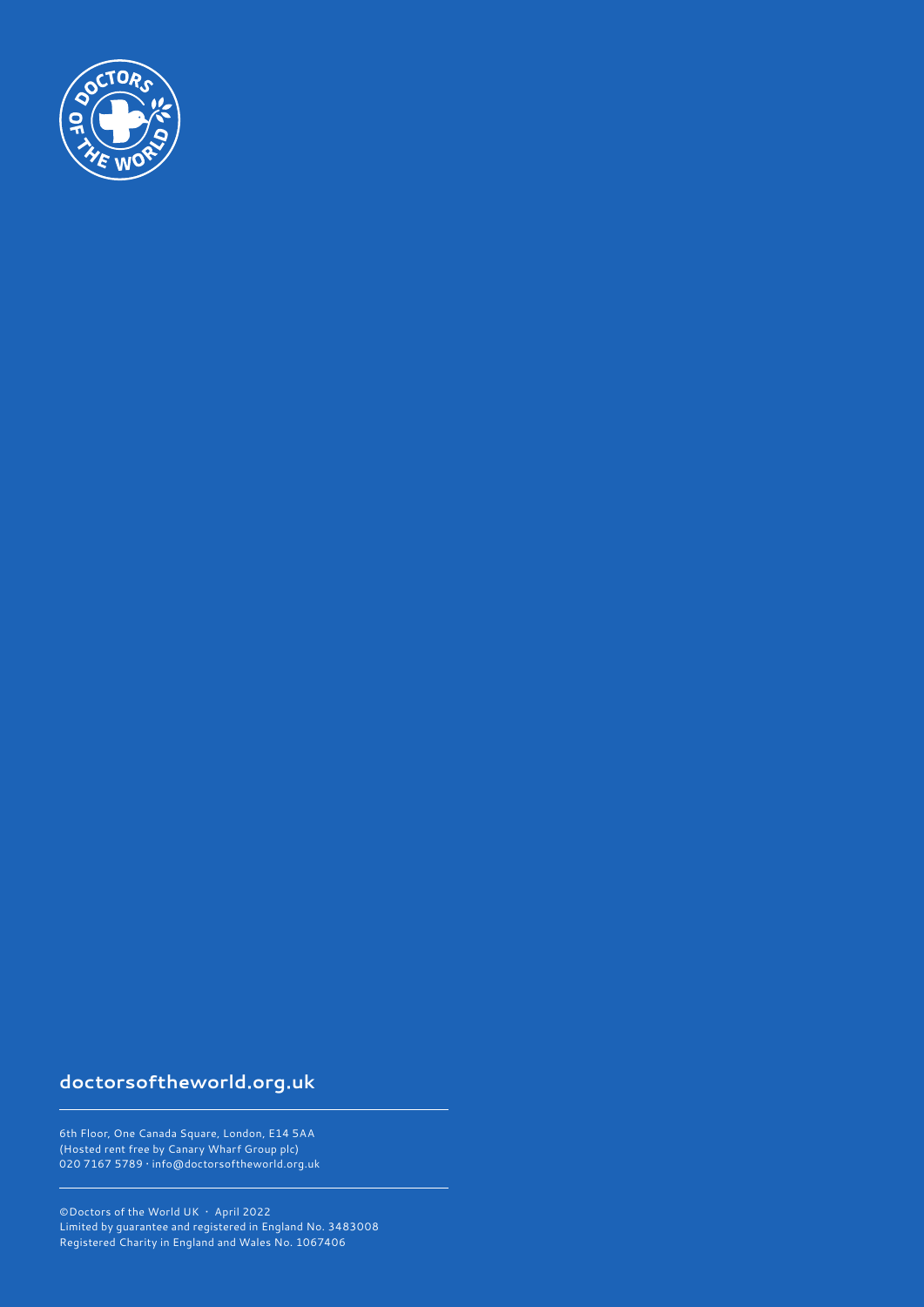**doctorsoftheworld.org.uk**

6th Floor, One Canada Square, London, E14 5AA
(Hosted rent free by Canary Wharf Group plc)
020 7167 5789 · info@doctorsoftheworld.org.uk

©Doctors of the World UK · April 2022
Limited by guarantee and registered in England No. 3483008
Registered Charity in England and Wales No. 1067406